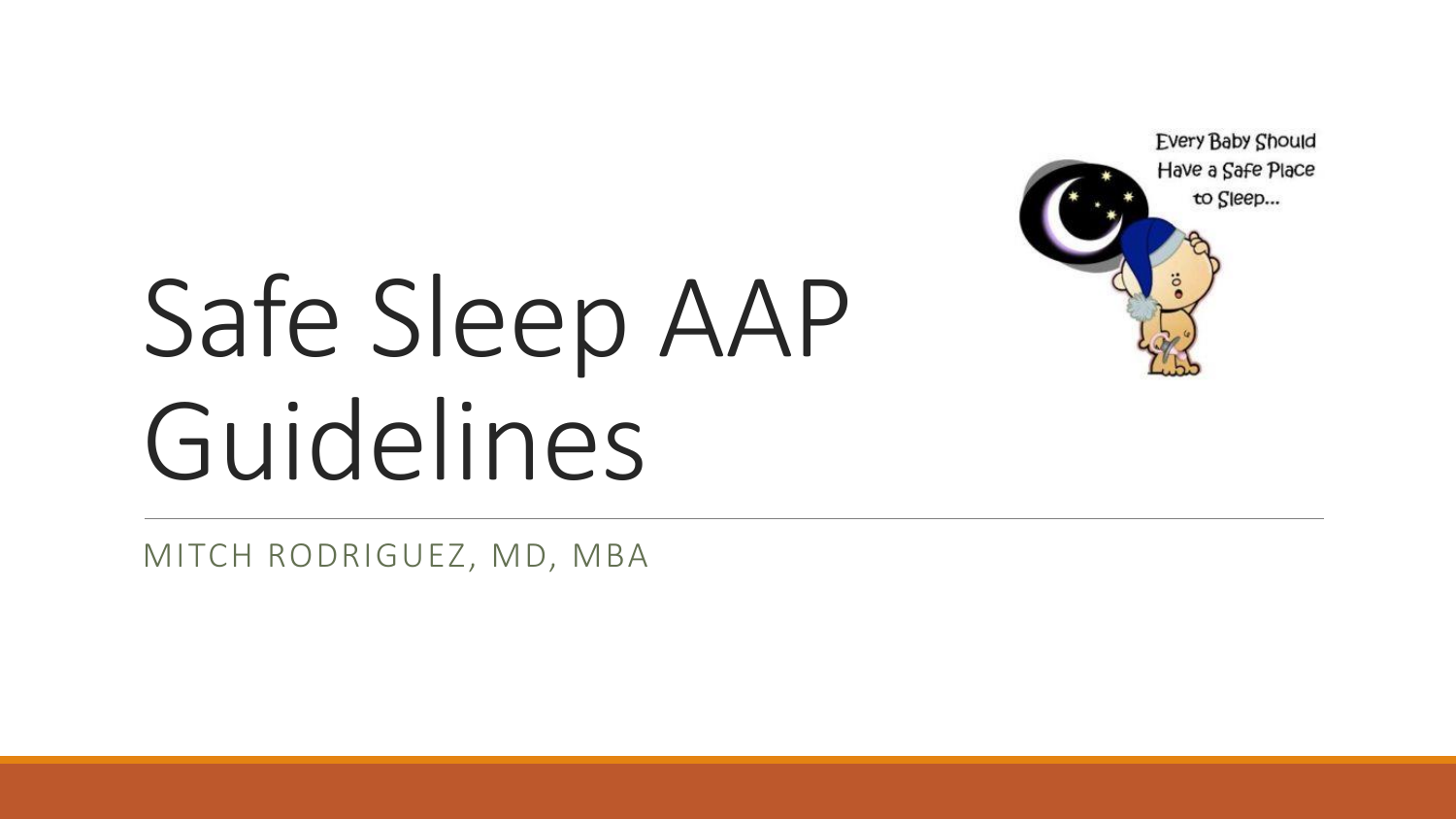# Safe Sleep AAP Guidelines

Every Baby Should Have a Safe Place to Sleep...

MITCH RODRIGUEZ, MD, MBA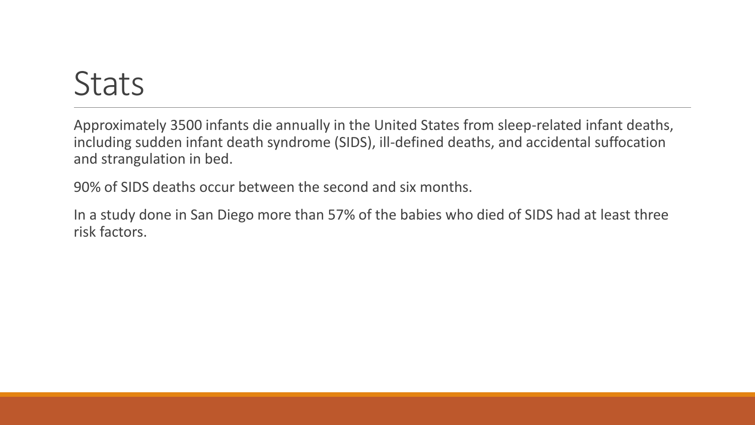# Stats

Approximately 3500 infants die annually in the United States from sleep-related infant deaths, including sudden infant death syndrome (SIDS), ill-defined deaths, and accidental suffocation and strangulation in bed.

90% of SIDS deaths occur between the second and six months.

In a study done in San Diego more than 57% of the babies who died of SIDS had at least three risk factors.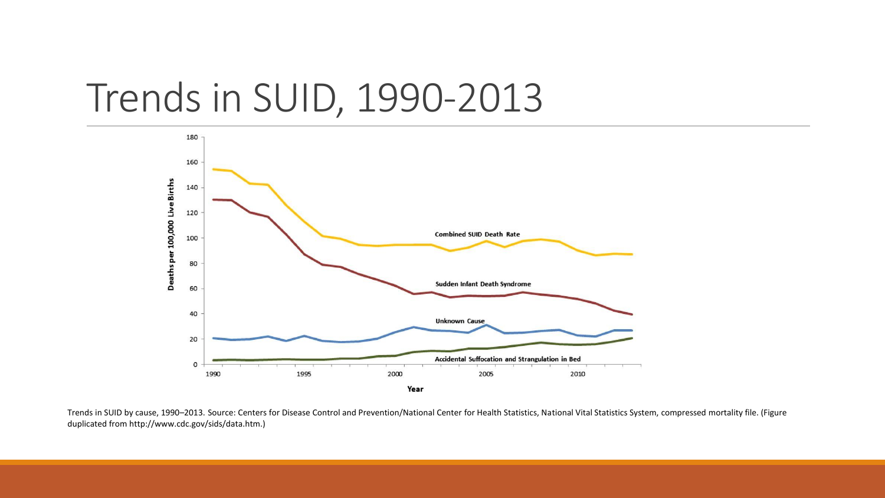# Trends in SUID, 1990-2013

Trends in SUID by cause, 1990–2013. Source: Centers for Disease Control and Prevention/National Center for Health Statistics, National Vital Statistics System, compressed mortality file. (Figure duplicated from http://www.cdc.gov/sids/data.htm.)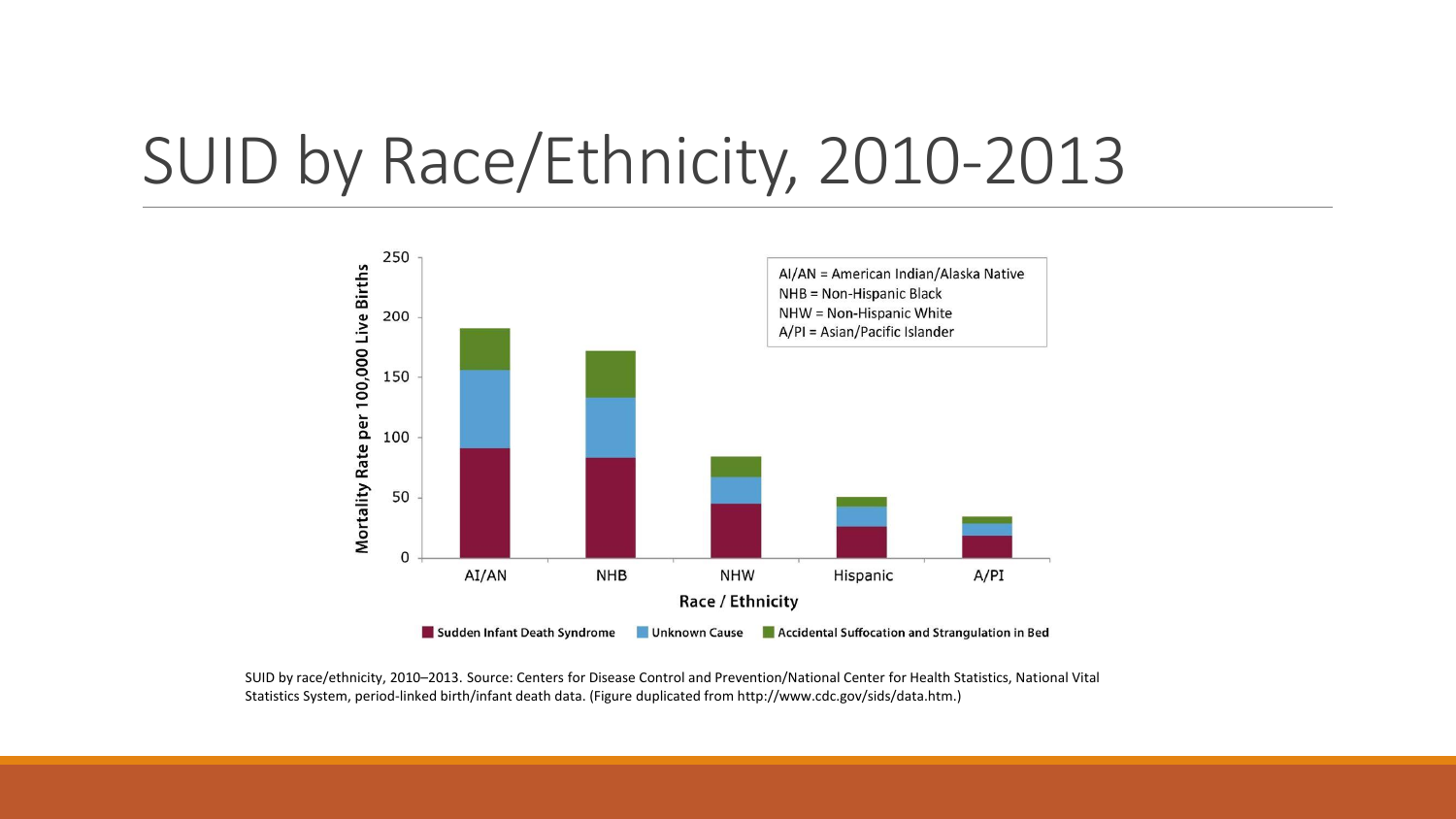# SUID by Race/Ethnicity, 2010-2013

AI/AN = American Indian/Alaska Native
NHB = Non-Hispanic Black
NHW = Non-Hispanic White
A/PI = Asian/Pacific Islander

Sudden Infant Death Syndrome | Unknown Cause | Accidental Suffocation and Strangulation in Bed

SUID by race/ethnicity, 2010–2013. Source: Centers for Disease Control and Prevention/National Center for Health Statistics, National Vital Statistics System, period-linked birth/infant death data. (Figure duplicated from http://www.cdc.gov/sids/data.htm.)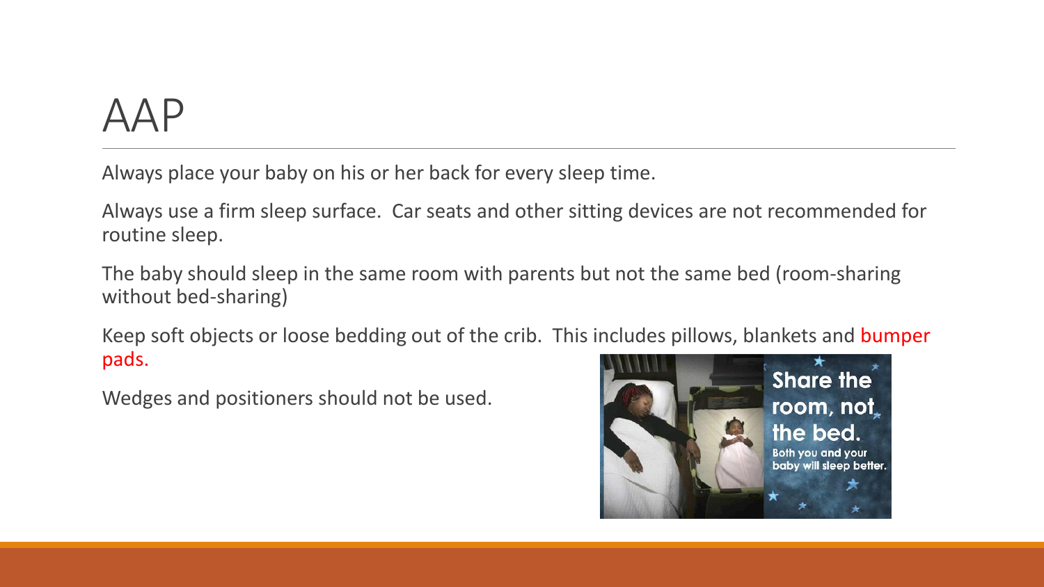# AAP

Always place your baby on his or her back for every sleep time.

Always use a firm sleep surface. Car seats and other sitting devices are not recommended for routine sleep.

The baby should sleep in the same room with parents but not the same bed (room-sharing without bed-sharing)

Keep soft objects or loose bedding out of the crib. This includes pillows, blankets and bumper pads.

Wedges and positioners should not be used.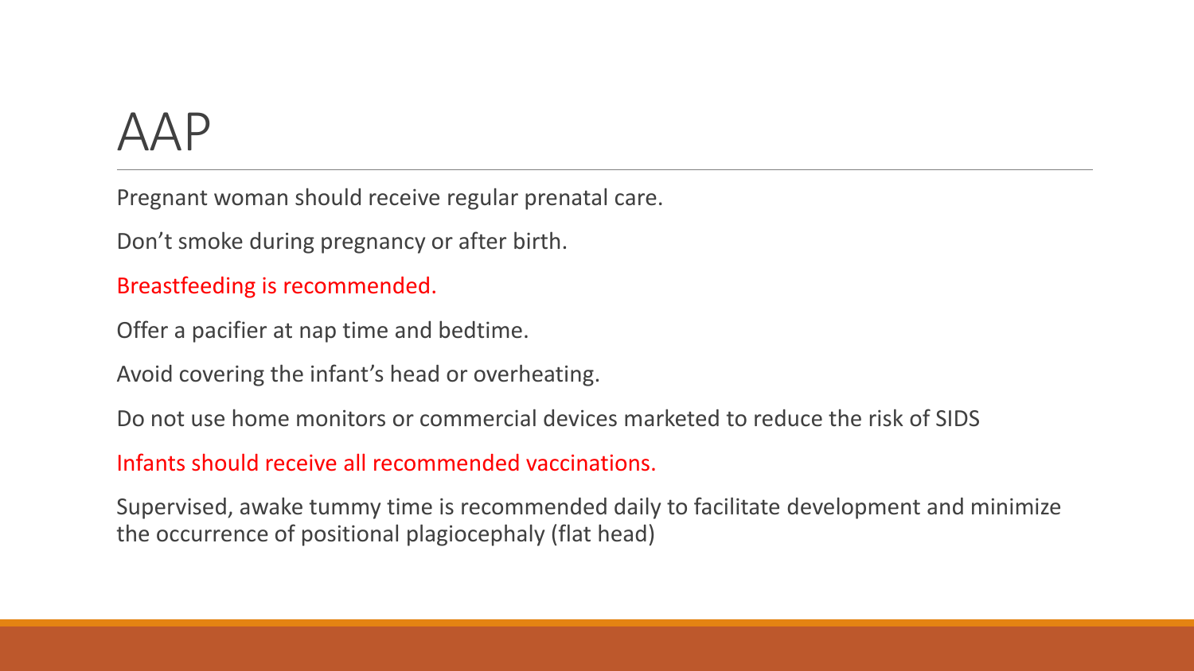# AAP

Pregnant woman should receive regular prenatal care.

Don’t smoke during pregnancy or after birth.

Breastfeeding is recommended.

Offer a pacifier at nap time and bedtime.

Avoid covering the infant’s head or overheating.

Do not use home monitors or commercial devices marketed to reduce the risk of SIDS

Infants should receive all recommended vaccinations.

Supervised, awake tummy time is recommended daily to facilitate development and minimize the occurrence of positional plagiocephaly (flat head)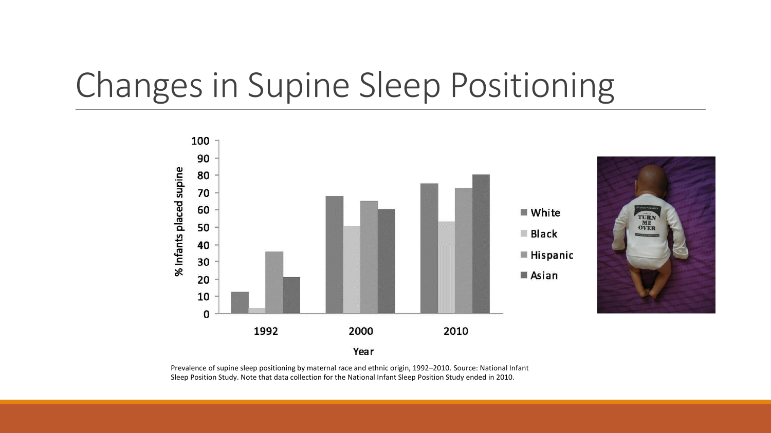# Changes in Supine Sleep Positioning

Prevalence of supine sleep positioning by maternal race and ethnic origin, 1992–2010. Source: National Infant Sleep Position Study. Note that data collection for the National Infant Sleep Position Study ended in 2010.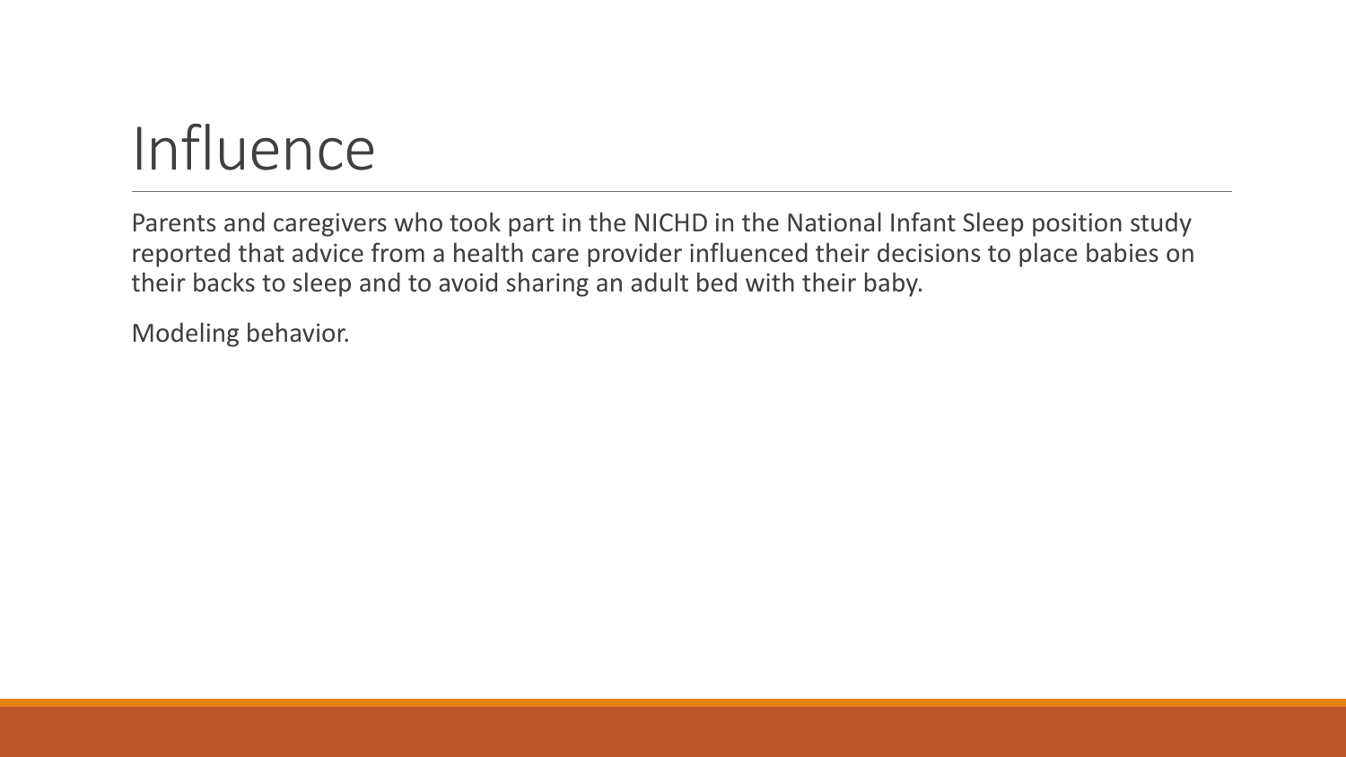# Influence

Parents and caregivers who took part in the NICHD in the National Infant Sleep position study reported that advice from a health care provider influenced their decisions to place babies on their backs to sleep and to avoid sharing an adult bed with their baby.

Modeling behavior.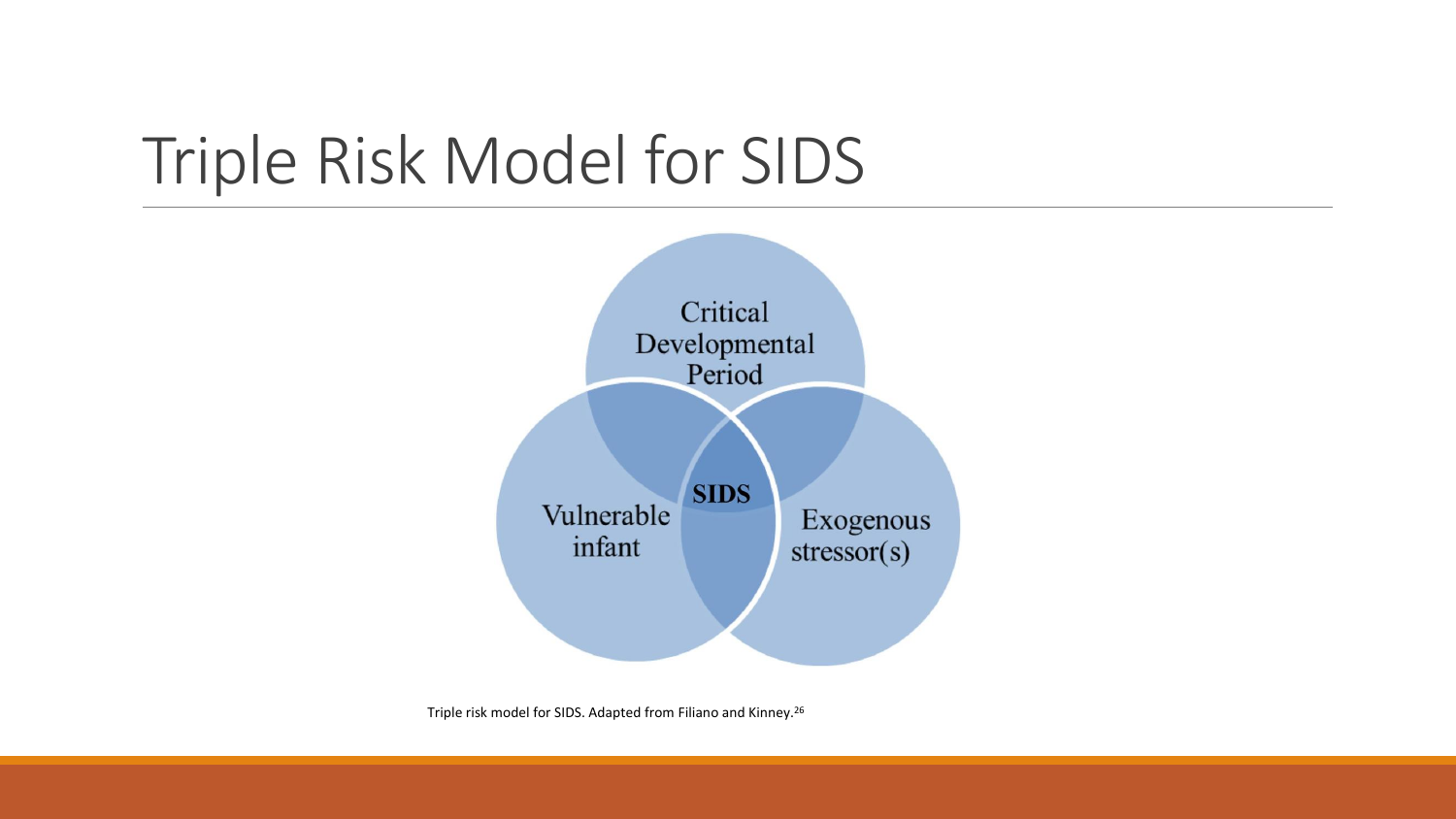# Triple Risk Model for SIDS

Critical Developmental Period

Vulnerable infant

Exogenous stressor(s)

**SIDS**

Triple risk model for SIDS. Adapted from Filiano and Kinney.[26]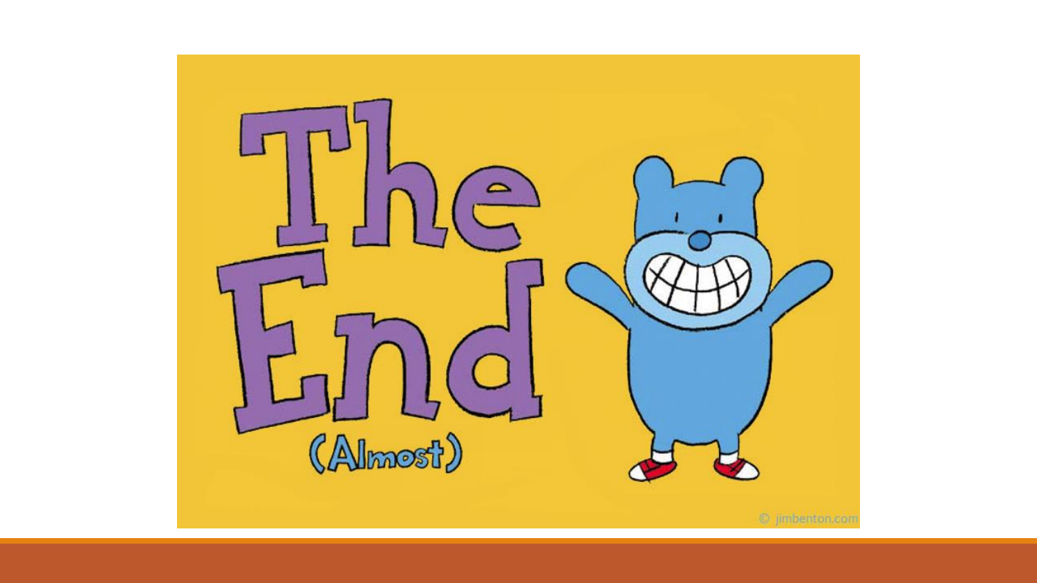The End

(Almost)

© jimbenton.com